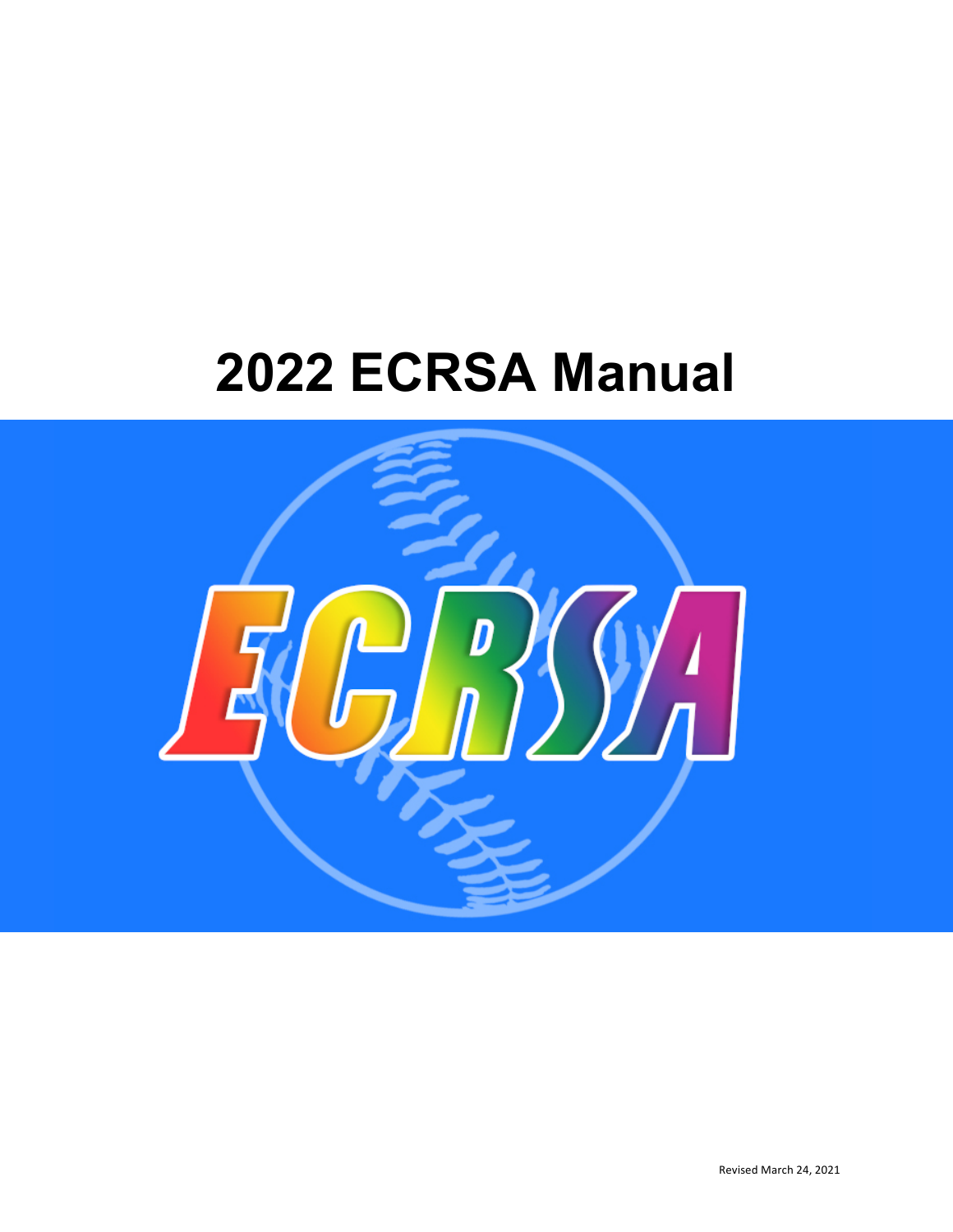# 2022 ECRSA Manual

Revised March 24, 2021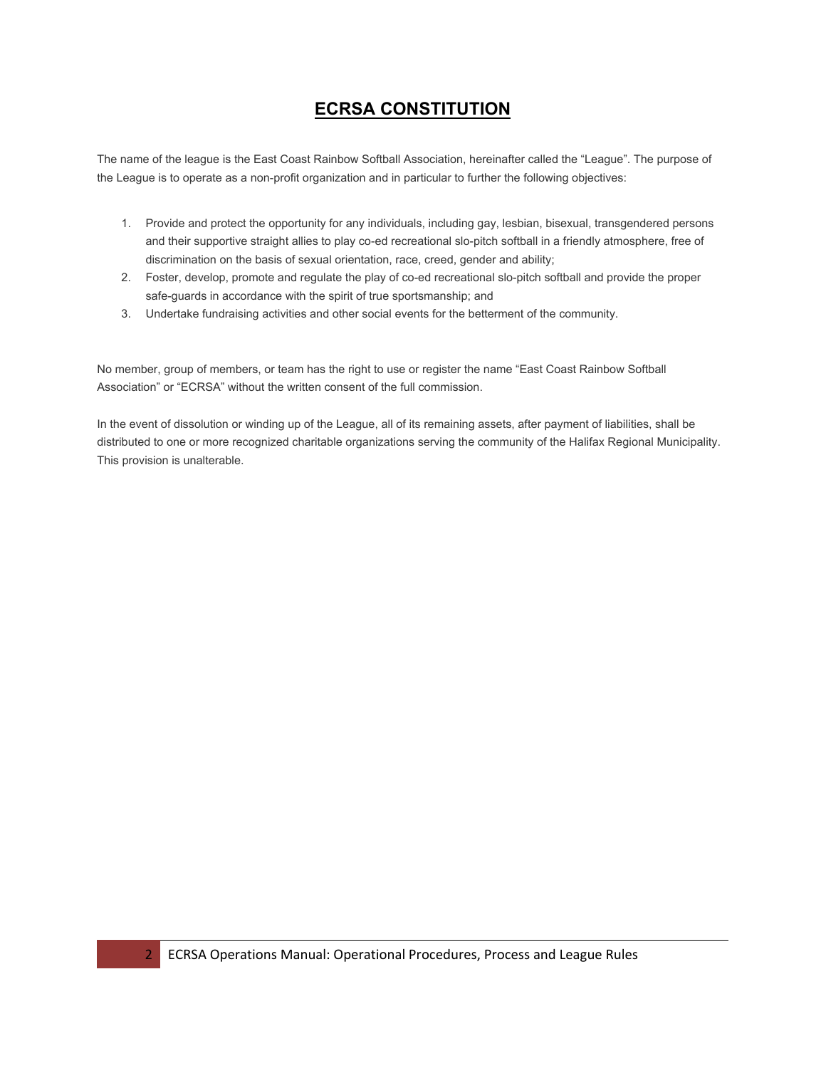# ECRSA CONSTITUTION

The name of the league is the East Coast Rainbow Softball Association, hereinafter called the "League". The purpose of the League is to operate as a non-profit organization and in particular to further the following objectives:

1. Provide and protect the opportunity for any individuals, including gay, lesbian, bisexual, transgendered persons and their supportive straight allies to play co-ed recreational slo-pitch softball in a friendly atmosphere, free of discrimination on the basis of sexual orientation, race, creed, gender and ability;
2. Foster, develop, promote and regulate the play of co-ed recreational slo-pitch softball and provide the proper safe-guards in accordance with the spirit of true sportsmanship; and
3. Undertake fundraising activities and other social events for the betterment of the community.

No member, group of members, or team has the right to use or register the name "East Coast Rainbow Softball Association" or "ECRSA" without the written consent of the full commission.

In the event of dissolution or winding up of the League, all of its remaining assets, after payment of liabilities, shall be distributed to one or more recognized charitable organizations serving the community of the Halifax Regional Municipality. This provision is unalterable.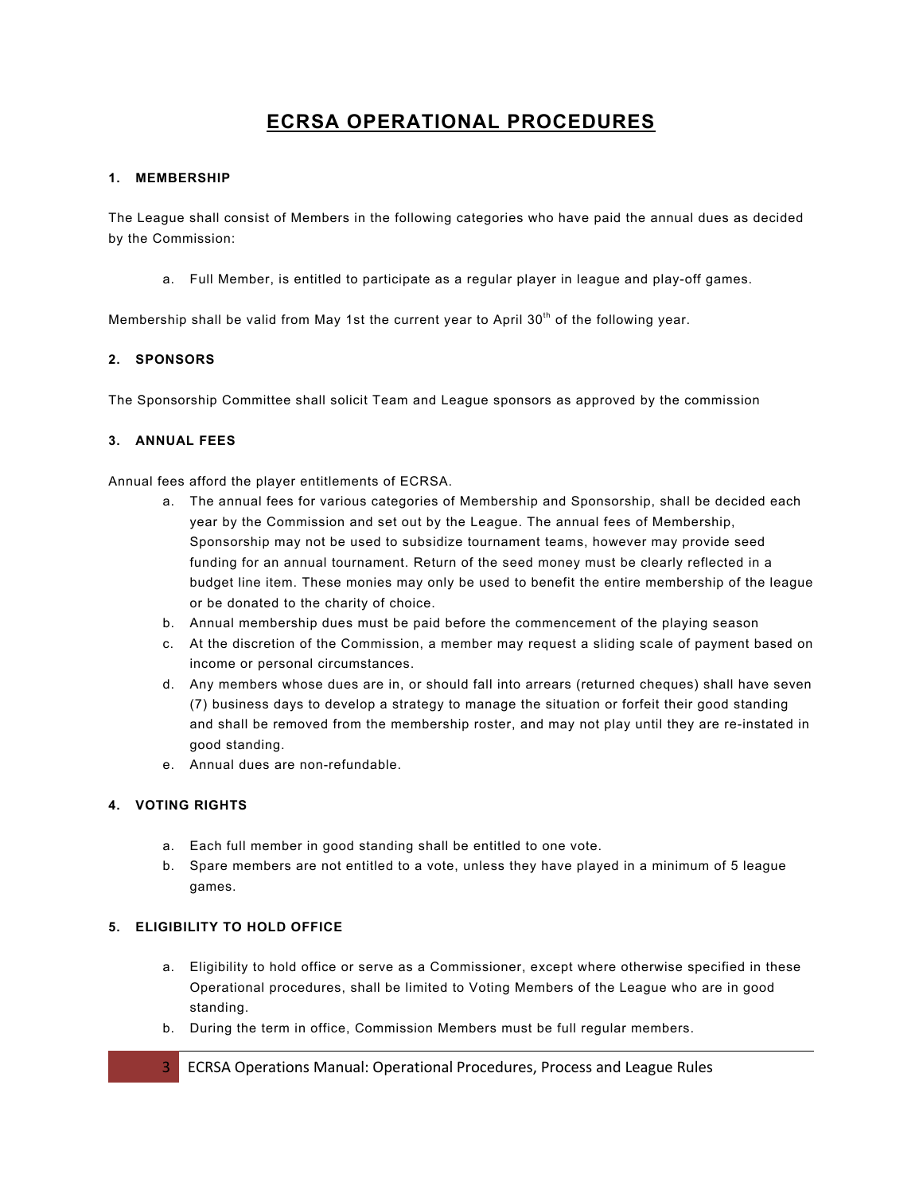# ECRSA OPERATIONAL PROCEDURES

### 1. MEMBERSHIP

The League shall consist of Members in the following categories who have paid the annual dues as decided by the Commission:

a. Full Member, is entitled to participate as a regular player in league and play-off games.

Membership shall be valid from May 1st the current year to April 30th of the following year.

### 2. SPONSORS

The Sponsorship Committee shall solicit Team and League sponsors as approved by the commission

### 3. ANNUAL FEES

Annual fees afford the player entitlements of ECRSA.

a. The annual fees for various categories of Membership and Sponsorship, shall be decided each year by the Commission and set out by the League. The annual fees of Membership, Sponsorship may not be used to subsidize tournament teams, however may provide seed funding for an annual tournament. Return of the seed money must be clearly reflected in a budget line item. These monies may only be used to benefit the entire membership of the league or be donated to the charity of choice.
b. Annual membership dues must be paid before the commencement of the playing season
c. At the discretion of the Commission, a member may request a sliding scale of payment based on income or personal circumstances.
d. Any members whose dues are in, or should fall into arrears (returned cheques) shall have seven (7) business days to develop a strategy to manage the situation or forfeit their good standing and shall be removed from the membership roster, and may not play until they are re-instated in good standing.
e. Annual dues are non-refundable.

### 4. VOTING RIGHTS

a. Each full member in good standing shall be entitled to one vote.
b. Spare members are not entitled to a vote, unless they have played in a minimum of 5 league games.

### 5. ELIGIBILITY TO HOLD OFFICE

a. Eligibility to hold office or serve as a Commissioner, except where otherwise specified in these Operational procedures, shall be limited to Voting Members of the League who are in good standing.
b. During the term in office, Commission Members must be full regular members.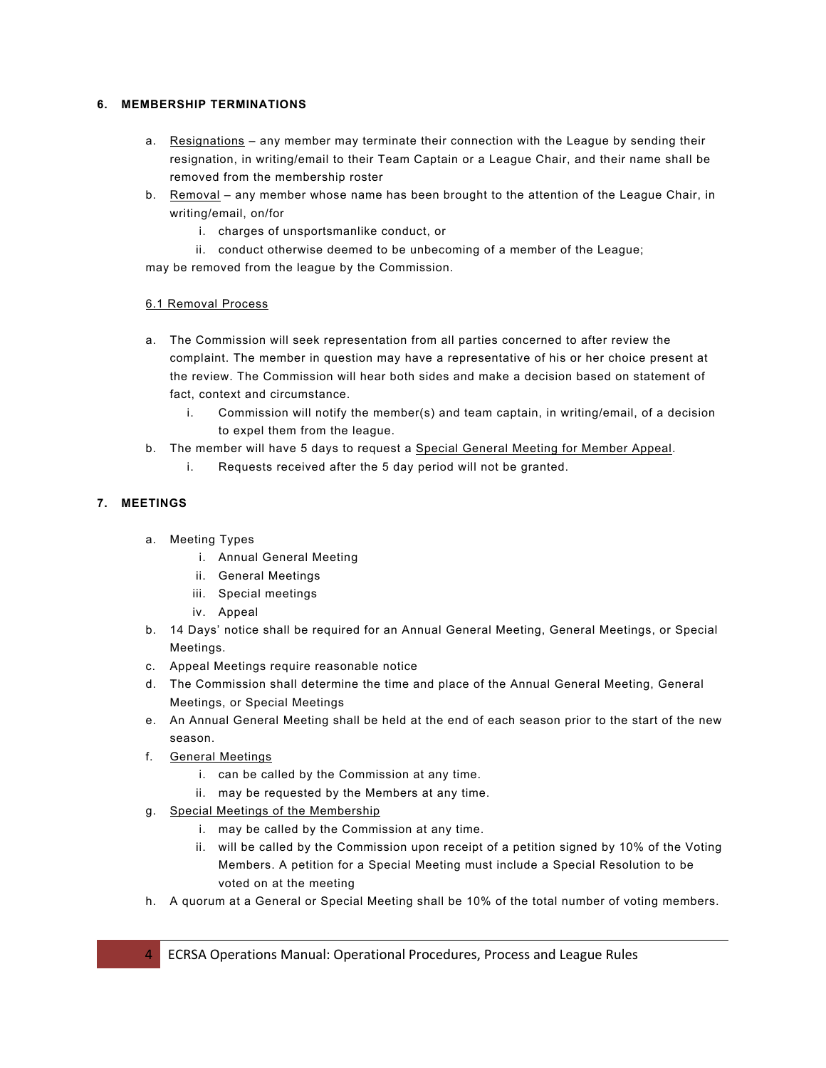**6. MEMBERSHIP TERMINATIONS**

a. Resignations – any member may terminate their connection with the League by sending their resignation, in writing/email to their Team Captain or a League Chair, and their name shall be removed from the membership roster
b. Removal – any member whose name has been brought to the attention of the League Chair, in writing/email, on/for
   i. charges of unsportsmanlike conduct, or
   ii. conduct otherwise deemed to be unbecoming of a member of the League;

may be removed from the league by the Commission.

6.1 Removal Process

a. The Commission will seek representation from all parties concerned to after review the complaint. The member in question may have a representative of his or her choice present at the review. The Commission will hear both sides and make a decision based on statement of fact, context and circumstance.
   i. Commission will notify the member(s) and team captain, in writing/email, of a decision to expel them from the league.
b. The member will have 5 days to request a Special General Meeting for Member Appeal.
   i. Requests received after the 5 day period will not be granted.

**7. MEETINGS**

a. Meeting Types
   i. Annual General Meeting
   ii. General Meetings
   iii. Special meetings
   iv. Appeal
b. 14 Days' notice shall be required for an Annual General Meeting, General Meetings, or Special Meetings.
c. Appeal Meetings require reasonable notice
d. The Commission shall determine the time and place of the Annual General Meeting, General Meetings, or Special Meetings
e. An Annual General Meeting shall be held at the end of each season prior to the start of the new season.
f. General Meetings
   i. can be called by the Commission at any time.
   ii. may be requested by the Members at any time.
g. Special Meetings of the Membership
   i. may be called by the Commission at any time.
   ii. will be called by the Commission upon receipt of a petition signed by 10% of the Voting Members. A petition for a Special Meeting must include a Special Resolution to be voted on at the meeting
h. A quorum at a General or Special Meeting shall be 10% of the total number of voting members.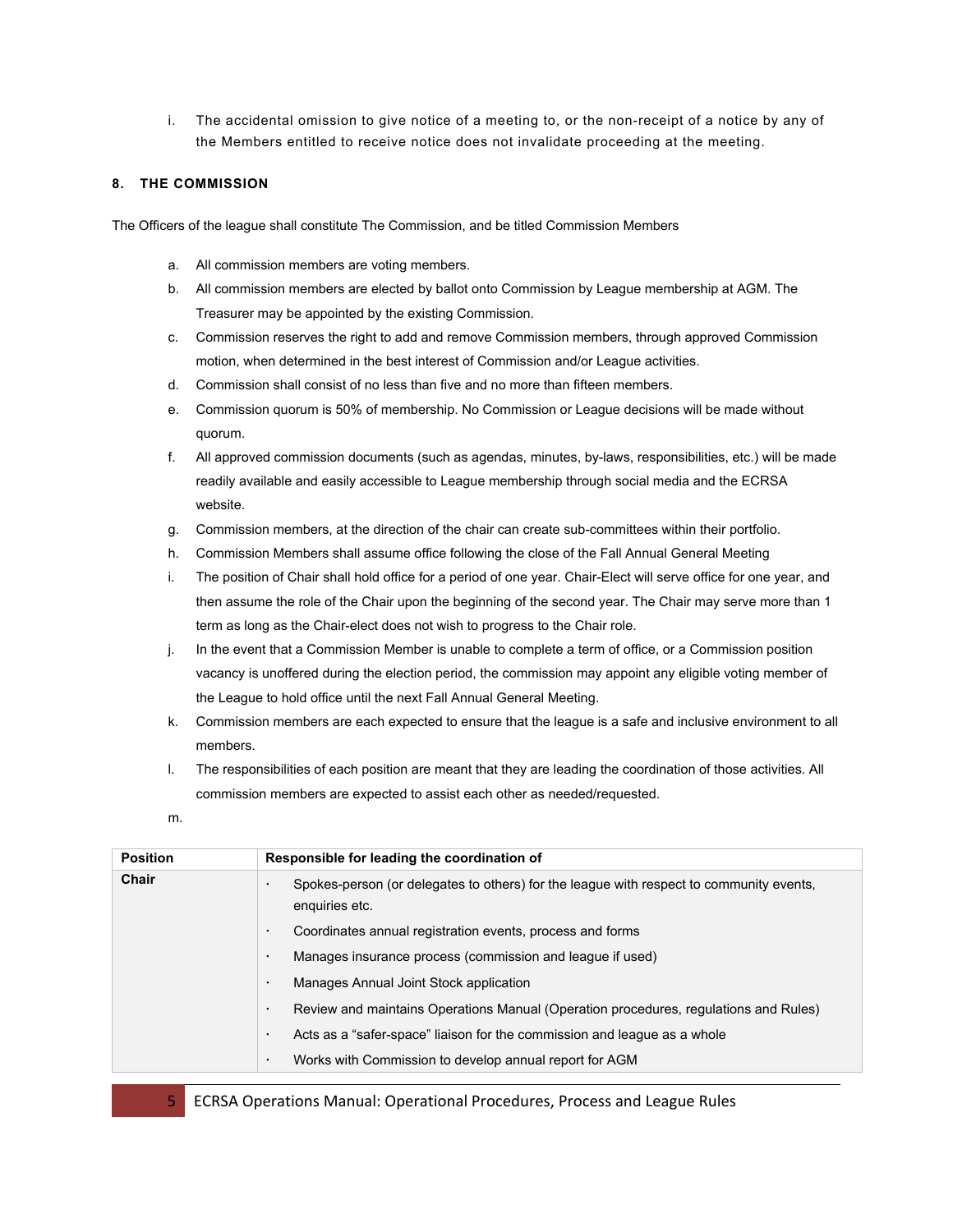i. The accidental omission to give notice of a meeting to, or the non-receipt of a notice by any of the Members entitled to receive notice does not invalidate proceeding at the meeting.

#### 8. THE COMMISSION

The Officers of the league shall constitute The Commission, and be titled Commission Members

a. All commission members are voting members.
b. All commission members are elected by ballot onto Commission by League membership at AGM. The Treasurer may be appointed by the existing Commission.
c. Commission reserves the right to add and remove Commission members, through approved Commission motion, when determined in the best interest of Commission and/or League activities.
d. Commission shall consist of no less than five and no more than fifteen members.
e. Commission quorum is 50% of membership. No Commission or League decisions will be made without quorum.
f. All approved commission documents (such as agendas, minutes, by-laws, responsibilities, etc.) will be made readily available and easily accessible to League membership through social media and the ECRSA website.
g. Commission members, at the direction of the chair can create sub-committees within their portfolio.
h. Commission Members shall assume office following the close of the Fall Annual General Meeting
i. The position of Chair shall hold office for a period of one year. Chair-Elect will serve office for one year, and then assume the role of the Chair upon the beginning of the second year. The Chair may serve more than 1 term as long as the Chair-elect does not wish to progress to the Chair role.
j. In the event that a Commission Member is unable to complete a term of office, or a Commission position vacancy is unoffered during the election period, the commission may appoint any eligible voting member of the League to hold office until the next Fall Annual General Meeting.
k. Commission members are each expected to ensure that the league is a safe and inclusive environment to all members.
l. The responsibilities of each position are meant that they are leading the coordination of those activities. All commission members are expected to assist each other as needed/requested.
m.

| Position | Responsible for leading the coordination of |
|---|---|
| **Chair** | • Spokes-person (or delegates to others) for the league with respect to community events, enquiries etc.<br>• Coordinates annual registration events, process and forms<br>• Manages insurance process (commission and league if used)<br>• Manages Annual Joint Stock application<br>• Review and maintains Operations Manual (Operation procedures, regulations and Rules)<br>• Acts as a "safer-space" liaison for the commission and league as a whole<br>• Works with Commission to develop annual report for AGM |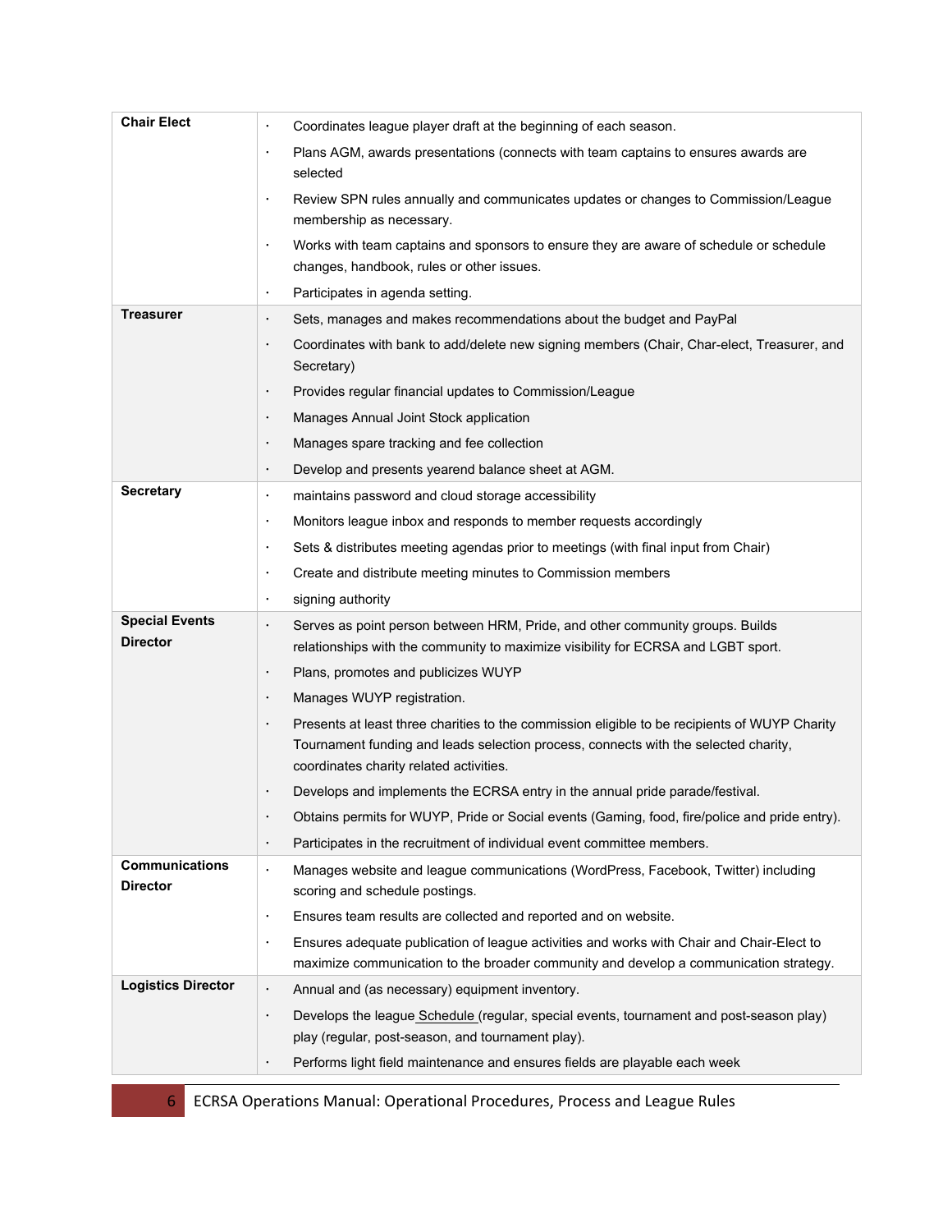| | |
|---|---|
| **Chair Elect** | · Coordinates league player draft at the beginning of each season.<br>· Plans AGM, awards presentations (connects with team captains to ensures awards are selected<br>· Review SPN rules annually and communicates updates or changes to Commission/League membership as necessary.<br>· Works with team captains and sponsors to ensure they are aware of schedule or schedule changes, handbook, rules or other issues.<br>· Participates in agenda setting. |
| **Treasurer** | · Sets, manages and makes recommendations about the budget and PayPal<br>· Coordinates with bank to add/delete new signing members (Chair, Char-elect, Treasurer, and Secretary)<br>· Provides regular financial updates to Commission/League<br>· Manages Annual Joint Stock application<br>· Manages spare tracking and fee collection<br>· Develop and presents yearend balance sheet at AGM. |
| **Secretary** | · maintains password and cloud storage accessibility<br>· Monitors league inbox and responds to member requests accordingly<br>· Sets & distributes meeting agendas prior to meetings (with final input from Chair)<br>· Create and distribute meeting minutes to Commission members<br>· signing authority |
| **Special Events Director** | · Serves as point person between HRM, Pride, and other community groups. Builds relationships with the community to maximize visibility for ECRSA and LGBT sport.<br>· Plans, promotes and publicizes WUYP<br>· Manages WUYP registration.<br>· Presents at least three charities to the commission eligible to be recipients of WUYP Charity Tournament funding and leads selection process, connects with the selected charity, coordinates charity related activities.<br>· Develops and implements the ECRSA entry in the annual pride parade/festival.<br>· Obtains permits for WUYP, Pride or Social events (Gaming, food, fire/police and pride entry).<br>· Participates in the recruitment of individual event committee members. |
| **Communications Director** | · Manages website and league communications (WordPress, Facebook, Twitter) including scoring and schedule postings.<br>· Ensures team results are collected and reported and on website.<br>· Ensures adequate publication of league activities and works with Chair and Chair-Elect to maximize communication to the broader community and develop a communication strategy. |
| **Logistics Director** | · Annual and (as necessary) equipment inventory.<br>· Develops the league Schedule (regular, special events, tournament and post-season play) play (regular, post-season, and tournament play).<br>· Performs light field maintenance and ensures fields are playable each week |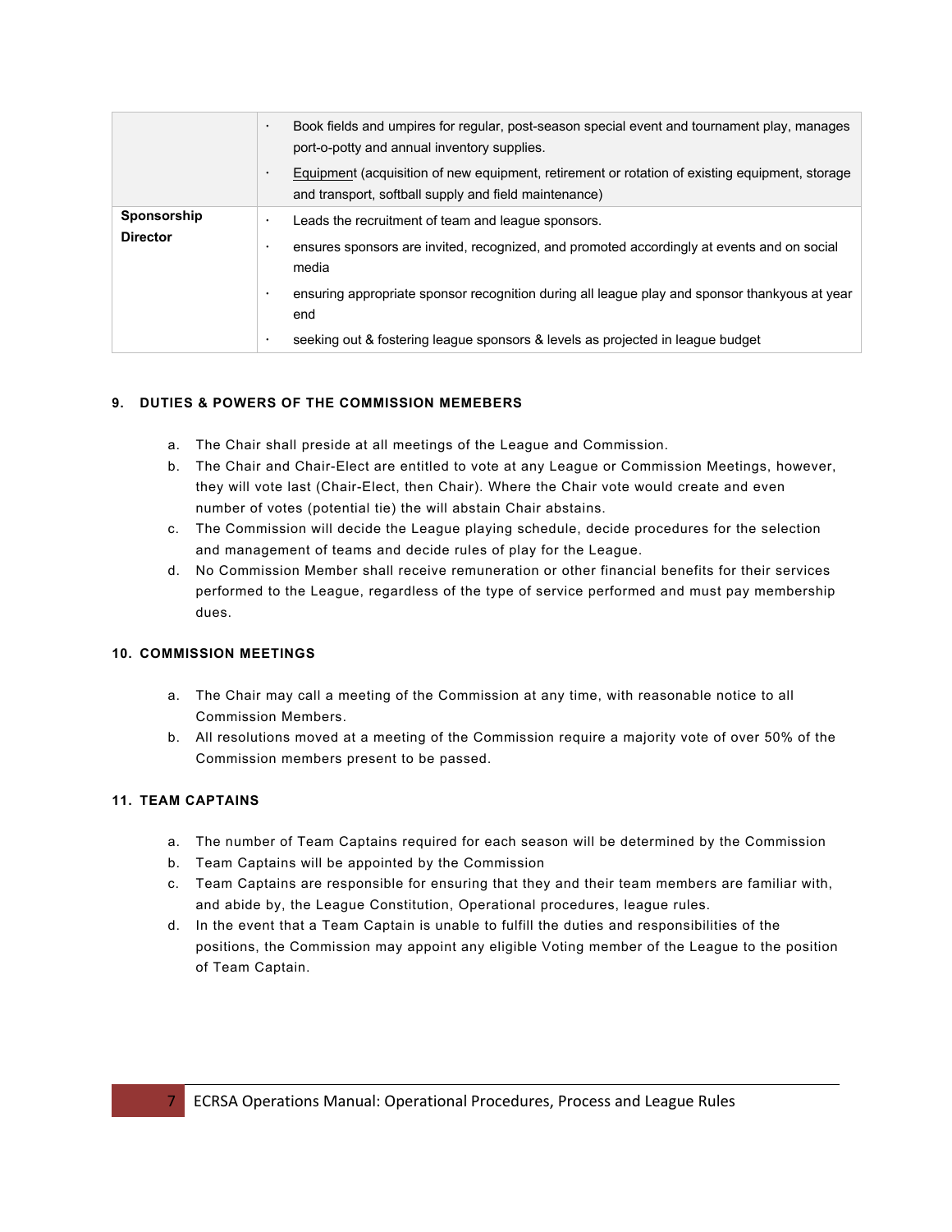| | |
|---|---|
| | · Book fields and umpires for regular, post-season special event and tournament play, manages port-o-potty and annual inventory supplies.<br>· Equipment (acquisition of new equipment, retirement or rotation of existing equipment, storage and transport, softball supply and field maintenance) |
| **Sponsorship Director** | · Leads the recruitment of team and league sponsors.<br>· ensures sponsors are invited, recognized, and promoted accordingly at events and on social media<br>· ensuring appropriate sponsor recognition during all league play and sponsor thankyous at year end<br>· seeking out & fostering league sponsors & levels as projected in league budget |

### 9. DUTIES & POWERS OF THE COMMISSION MEMEBERS

a. The Chair shall preside at all meetings of the League and Commission.
b. The Chair and Chair-Elect are entitled to vote at any League or Commission Meetings, however, they will vote last (Chair-Elect, then Chair). Where the Chair vote would create and even number of votes (potential tie) the will abstain Chair abstains.
c. The Commission will decide the League playing schedule, decide procedures for the selection and management of teams and decide rules of play for the League.
d. No Commission Member shall receive remuneration or other financial benefits for their services performed to the League, regardless of the type of service performed and must pay membership dues.

### 10. COMMISSION MEETINGS

a. The Chair may call a meeting of the Commission at any time, with reasonable notice to all Commission Members.
b. All resolutions moved at a meeting of the Commission require a majority vote of over 50% of the Commission members present to be passed.

### 11. TEAM CAPTAINS

a. The number of Team Captains required for each season will be determined by the Commission
b. Team Captains will be appointed by the Commission
c. Team Captains are responsible for ensuring that they and their team members are familiar with, and abide by, the League Constitution, Operational procedures, league rules.
d. In the event that a Team Captain is unable to fulfill the duties and responsibilities of the positions, the Commission may appoint any eligible Voting member of the League to the position of Team Captain.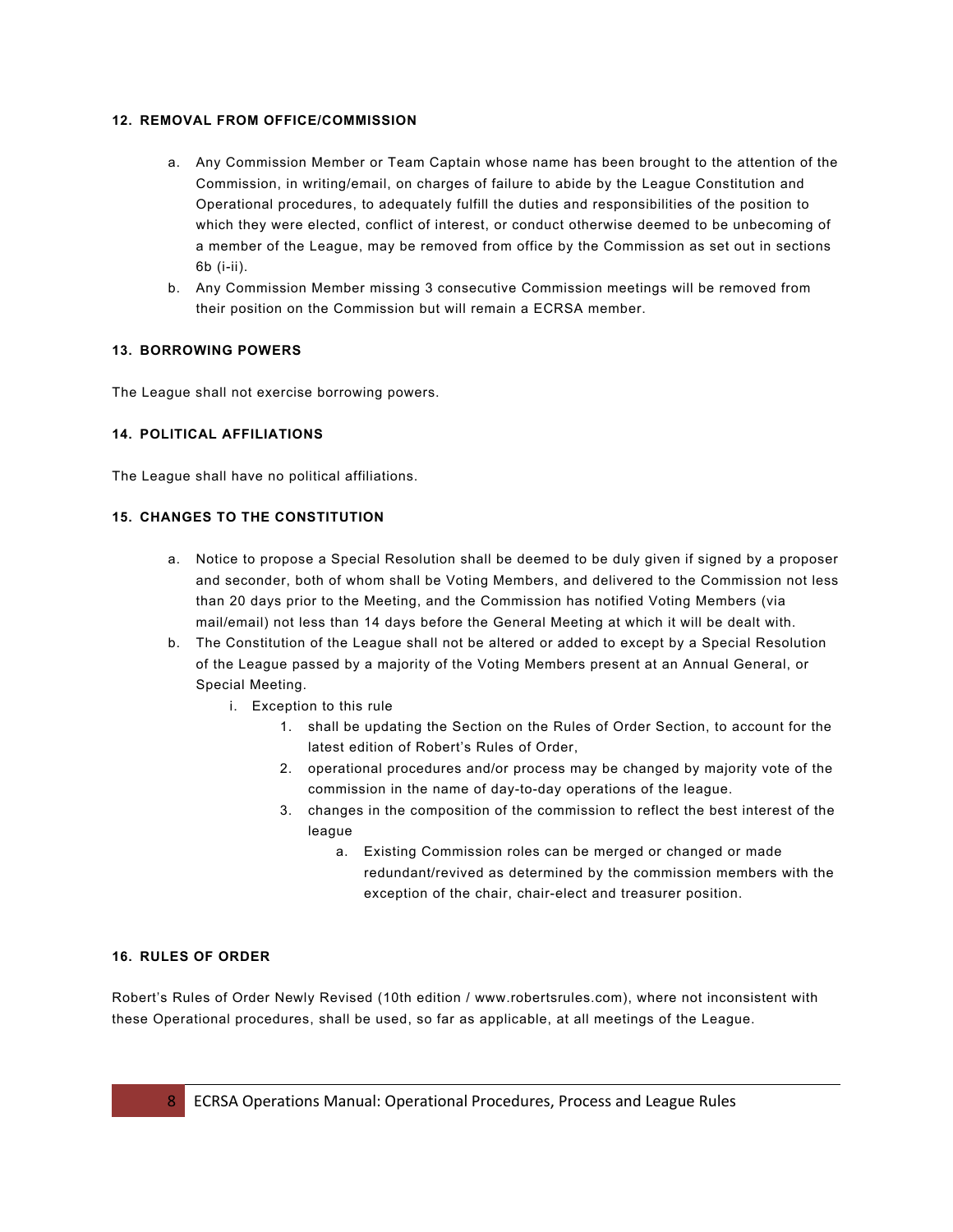#### 12. REMOVAL FROM OFFICE/COMMISSION

a. Any Commission Member or Team Captain whose name has been brought to the attention of the Commission, in writing/email, on charges of failure to abide by the League Constitution and Operational procedures, to adequately fulfill the duties and responsibilities of the position to which they were elected, conflict of interest, or conduct otherwise deemed to be unbecoming of a member of the League, may be removed from office by the Commission as set out in sections 6b (i-ii).
b. Any Commission Member missing 3 consecutive Commission meetings will be removed from their position on the Commission but will remain a ECRSA member.

#### 13. BORROWING POWERS

The League shall not exercise borrowing powers.

#### 14. POLITICAL AFFILIATIONS

The League shall have no political affiliations.

#### 15. CHANGES TO THE CONSTITUTION

a. Notice to propose a Special Resolution shall be deemed to be duly given if signed by a proposer and seconder, both of whom shall be Voting Members, and delivered to the Commission not less than 20 days prior to the Meeting, and the Commission has notified Voting Members (via mail/email) not less than 14 days before the General Meeting at which it will be dealt with.
b. The Constitution of the League shall not be altered or added to except by a Special Resolution of the League passed by a majority of the Voting Members present at an Annual General, or Special Meeting.
    i. Exception to this rule
        1. shall be updating the Section on the Rules of Order Section, to account for the latest edition of Robert's Rules of Order,
        2. operational procedures and/or process may be changed by majority vote of the commission in the name of day-to-day operations of the league.
        3. changes in the composition of the commission to reflect the best interest of the league
            a. Existing Commission roles can be merged or changed or made redundant/revived as determined by the commission members with the exception of the chair, chair-elect and treasurer position.

#### 16. RULES OF ORDER

Robert's Rules of Order Newly Revised (10th edition / www.robertsrules.com), where not inconsistent with these Operational procedures, shall be used, so far as applicable, at all meetings of the League.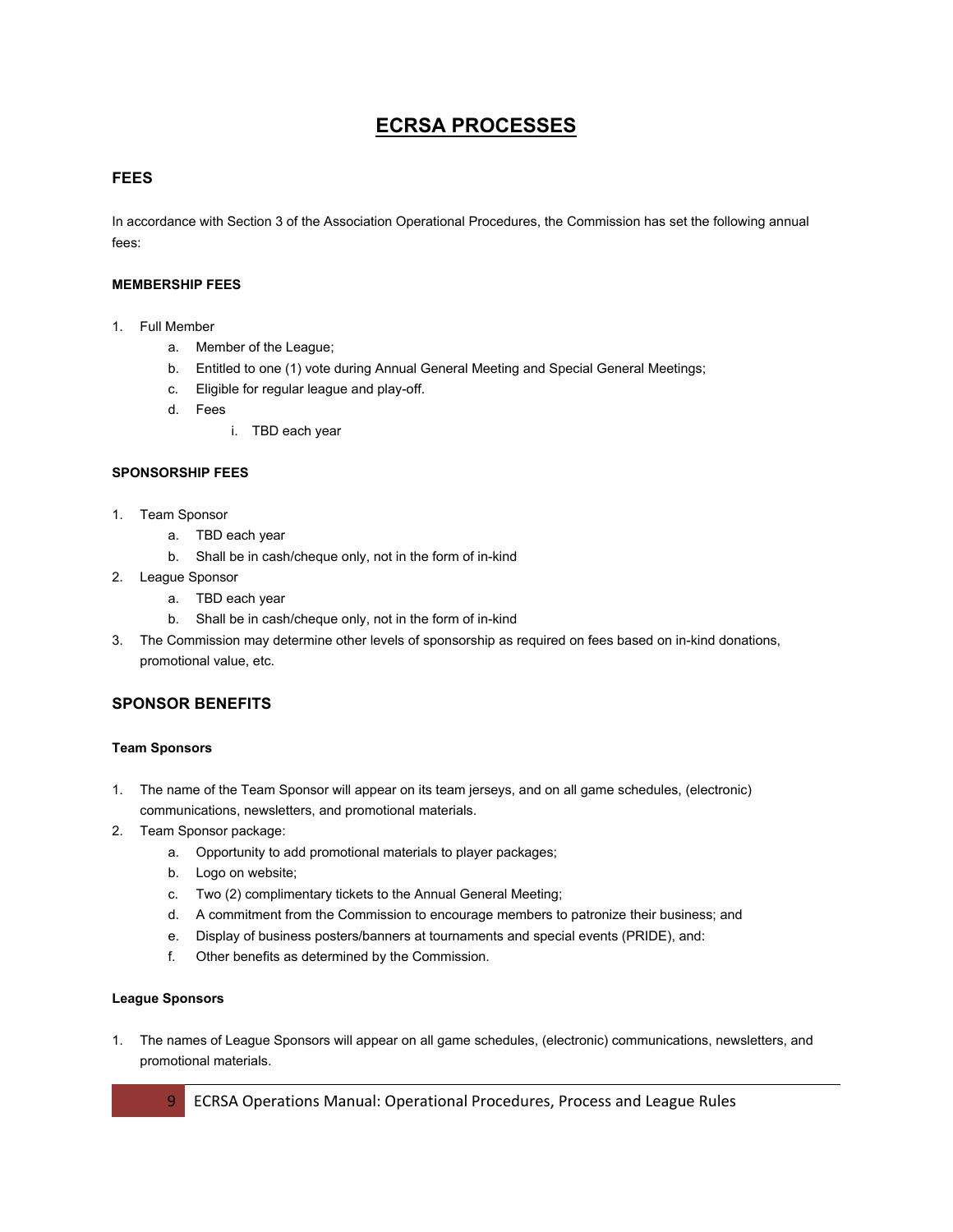# ECRSA PROCESSES

## FEES

In accordance with Section 3 of the Association Operational Procedures, the Commission has set the following annual fees:

### MEMBERSHIP FEES

1. Full Member
   a. Member of the League;
   b. Entitled to one (1) vote during Annual General Meeting and Special General Meetings;
   c. Eligible for regular league and play-off.
   d. Fees
      i. TBD each year

### SPONSORSHIP FEES

1. Team Sponsor
   a. TBD each year
   b. Shall be in cash/cheque only, not in the form of in-kind
2. League Sponsor
   a. TBD each year
   b. Shall be in cash/cheque only, not in the form of in-kind
3. The Commission may determine other levels of sponsorship as required on fees based on in-kind donations, promotional value, etc.

## SPONSOR BENEFITS

### Team Sponsors

1. The name of the Team Sponsor will appear on its team jerseys, and on all game schedules, (electronic) communications, newsletters, and promotional materials.
2. Team Sponsor package:
   a. Opportunity to add promotional materials to player packages;
   b. Logo on website;
   c. Two (2) complimentary tickets to the Annual General Meeting;
   d. A commitment from the Commission to encourage members to patronize their business; and
   e. Display of business posters/banners at tournaments and special events (PRIDE), and:
   f. Other benefits as determined by the Commission.

### League Sponsors

1. The names of League Sponsors will appear on all game schedules, (electronic) communications, newsletters, and promotional materials.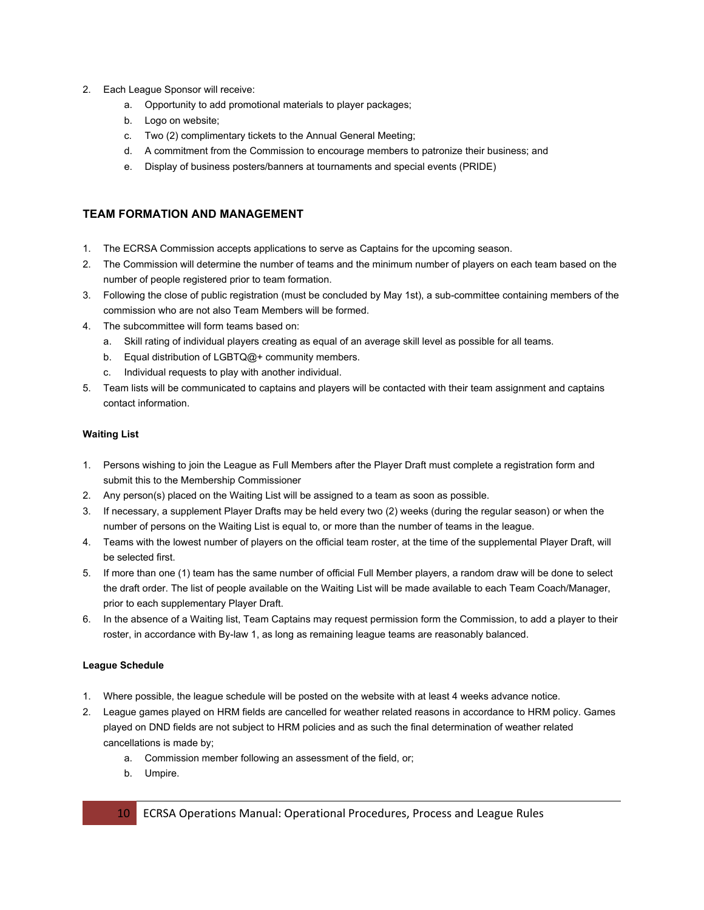2. Each League Sponsor will receive:
    a. Opportunity to add promotional materials to player packages;
    b. Logo on website;
    c. Two (2) complimentary tickets to the Annual General Meeting;
    d. A commitment from the Commission to encourage members to patronize their business; and
    e. Display of business posters/banners at tournaments and special events (PRIDE)

## TEAM FORMATION AND MANAGEMENT

1. The ECRSA Commission accepts applications to serve as Captains for the upcoming season.
2. The Commission will determine the number of teams and the minimum number of players on each team based on the number of people registered prior to team formation.
3. Following the close of public registration (must be concluded by May 1st), a sub-committee containing members of the commission who are not also Team Members will be formed.
4. The subcommittee will form teams based on:
    a. Skill rating of individual players creating as equal of an average skill level as possible for all teams.
    b. Equal distribution of LGBTQ@+ community members.
    c. Individual requests to play with another individual.
5. Team lists will be communicated to captains and players will be contacted with their team assignment and captains contact information.

### Waiting List

1. Persons wishing to join the League as Full Members after the Player Draft must complete a registration form and submit this to the Membership Commissioner
2. Any person(s) placed on the Waiting List will be assigned to a team as soon as possible.
3. If necessary, a supplement Player Drafts may be held every two (2) weeks (during the regular season) or when the number of persons on the Waiting List is equal to, or more than the number of teams in the league.
4. Teams with the lowest number of players on the official team roster, at the time of the supplemental Player Draft, will be selected first.
5. If more than one (1) team has the same number of official Full Member players, a random draw will be done to select the draft order. The list of people available on the Waiting List will be made available to each Team Coach/Manager, prior to each supplementary Player Draft.
6. In the absence of a Waiting list, Team Captains may request permission form the Commission, to add a player to their roster, in accordance with By-law 1, as long as remaining league teams are reasonably balanced.

### League Schedule

1. Where possible, the league schedule will be posted on the website with at least 4 weeks advance notice.
2. League games played on HRM fields are cancelled for weather related reasons in accordance to HRM policy. Games played on DND fields are not subject to HRM policies and as such the final determination of weather related cancellations is made by;
    a. Commission member following an assessment of the field, or;
    b. Umpire.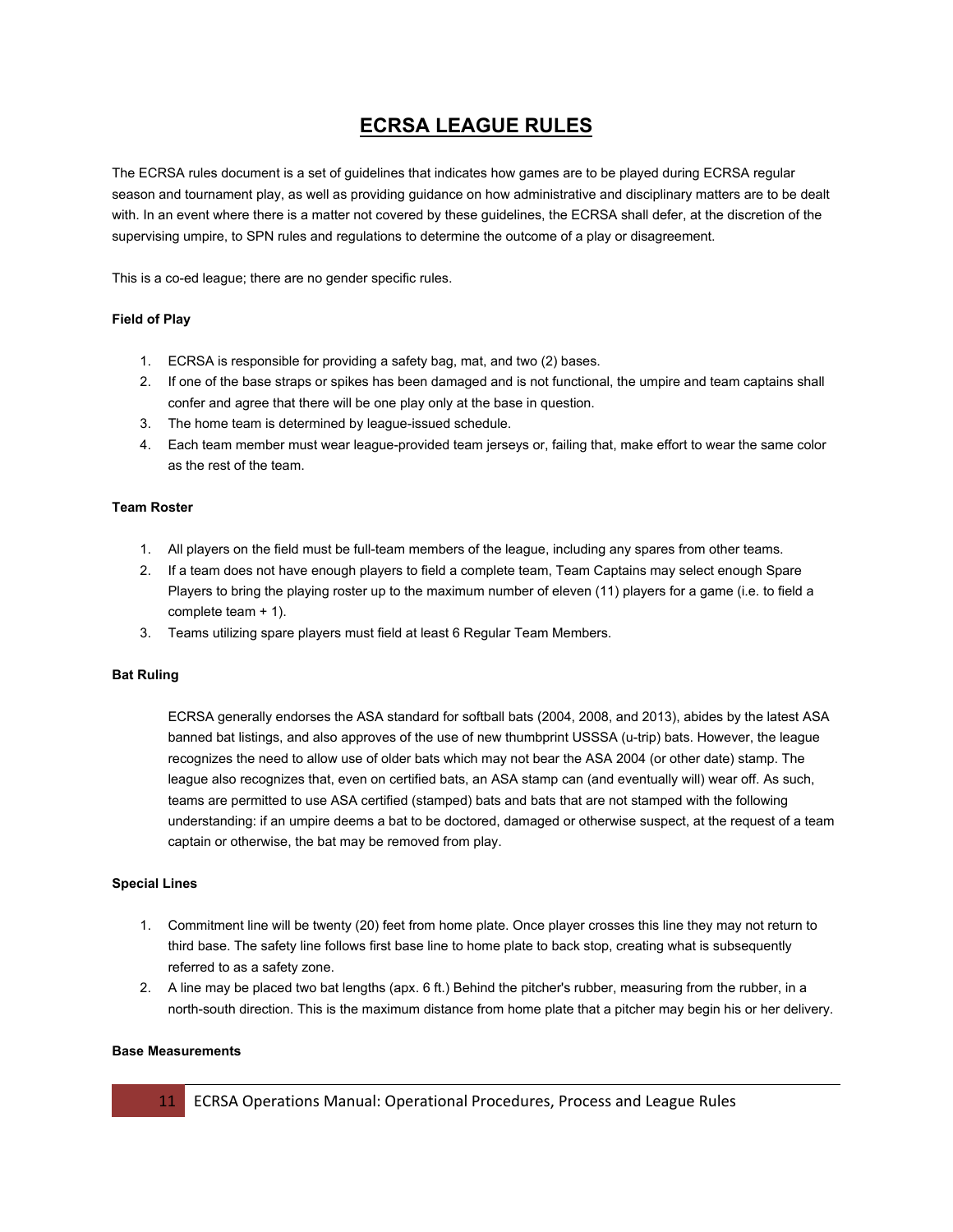# ECRSA LEAGUE RULES

The ECRSA rules document is a set of guidelines that indicates how games are to be played during ECRSA regular season and tournament play, as well as providing guidance on how administrative and disciplinary matters are to be dealt with. In an event where there is a matter not covered by these guidelines, the ECRSA shall defer, at the discretion of the supervising umpire, to SPN rules and regulations to determine the outcome of a play or disagreement.

This is a co-ed league; there are no gender specific rules.

**Field of Play**

1. ECRSA is responsible for providing a safety bag, mat, and two (2) bases.
2. If one of the base straps or spikes has been damaged and is not functional, the umpire and team captains shall confer and agree that there will be one play only at the base in question.
3. The home team is determined by league-issued schedule.
4. Each team member must wear league-provided team jerseys or, failing that, make effort to wear the same color as the rest of the team.

**Team Roster**

1. All players on the field must be full-team members of the league, including any spares from other teams.
2. If a team does not have enough players to field a complete team, Team Captains may select enough Spare Players to bring the playing roster up to the maximum number of eleven (11) players for a game (i.e. to field a complete team + 1).
3. Teams utilizing spare players must field at least 6 Regular Team Members.

**Bat Ruling**

ECRSA generally endorses the ASA standard for softball bats (2004, 2008, and 2013), abides by the latest ASA banned bat listings, and also approves of the use of new thumbprint USSSA (u-trip) bats. However, the league recognizes the need to allow use of older bats which may not bear the ASA 2004 (or other date) stamp. The league also recognizes that, even on certified bats, an ASA stamp can (and eventually will) wear off. As such, teams are permitted to use ASA certified (stamped) bats and bats that are not stamped with the following understanding: if an umpire deems a bat to be doctored, damaged or otherwise suspect, at the request of a team captain or otherwise, the bat may be removed from play.

**Special Lines**

1. Commitment line will be twenty (20) feet from home plate. Once player crosses this line they may not return to third base. The safety line follows first base line to home plate to back stop, creating what is subsequently referred to as a safety zone.
2. A line may be placed two bat lengths (apx. 6 ft.) Behind the pitcher's rubber, measuring from the rubber, in a north-south direction. This is the maximum distance from home plate that a pitcher may begin his or her delivery.

**Base Measurements**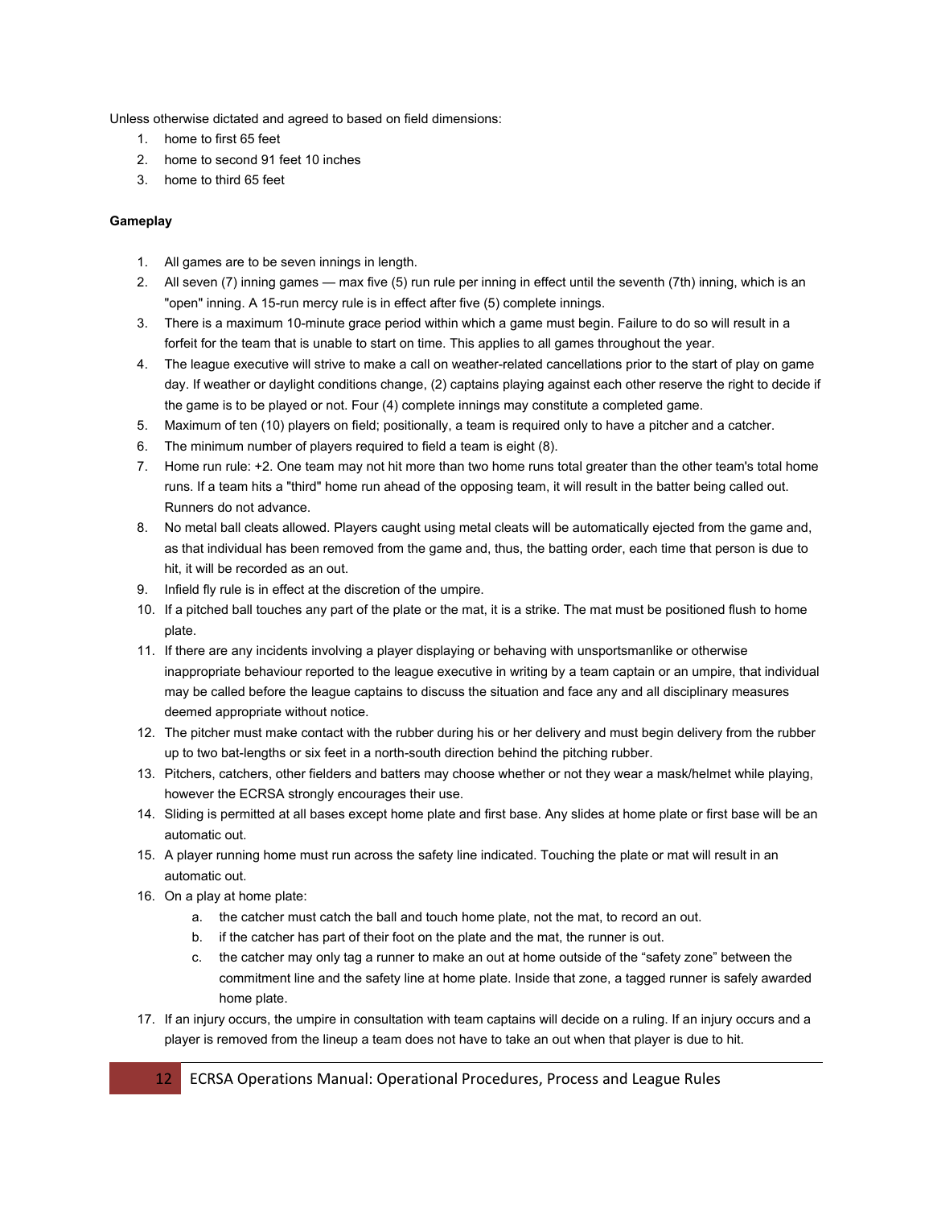Unless otherwise dictated and agreed to based on field dimensions:

1. home to first 65 feet
2. home to second 91 feet 10 inches
3. home to third 65 feet

**Gameplay**

1. All games are to be seven innings in length.
2. All seven (7) inning games — max five (5) run rule per inning in effect until the seventh (7th) inning, which is an "open" inning. A 15-run mercy rule is in effect after five (5) complete innings.
3. There is a maximum 10-minute grace period within which a game must begin. Failure to do so will result in a forfeit for the team that is unable to start on time. This applies to all games throughout the year.
4. The league executive will strive to make a call on weather-related cancellations prior to the start of play on game day. If weather or daylight conditions change, (2) captains playing against each other reserve the right to decide if the game is to be played or not. Four (4) complete innings may constitute a completed game.
5. Maximum of ten (10) players on field; positionally, a team is required only to have a pitcher and a catcher.
6. The minimum number of players required to field a team is eight (8).
7. Home run rule: +2. One team may not hit more than two home runs total greater than the other team's total home runs. If a team hits a "third" home run ahead of the opposing team, it will result in the batter being called out. Runners do not advance.
8. No metal ball cleats allowed. Players caught using metal cleats will be automatically ejected from the game and, as that individual has been removed from the game and, thus, the batting order, each time that person is due to hit, it will be recorded as an out.
9. Infield fly rule is in effect at the discretion of the umpire.
10. If a pitched ball touches any part of the plate or the mat, it is a strike. The mat must be positioned flush to home plate.
11. If there are any incidents involving a player displaying or behaving with unsportsmanlike or otherwise inappropriate behaviour reported to the league executive in writing by a team captain or an umpire, that individual may be called before the league captains to discuss the situation and face any and all disciplinary measures deemed appropriate without notice.
12. The pitcher must make contact with the rubber during his or her delivery and must begin delivery from the rubber up to two bat-lengths or six feet in a north-south direction behind the pitching rubber.
13. Pitchers, catchers, other fielders and batters may choose whether or not they wear a mask/helmet while playing, however the ECRSA strongly encourages their use.
14. Sliding is permitted at all bases except home plate and first base. Any slides at home plate or first base will be an automatic out.
15. A player running home must run across the safety line indicated. Touching the plate or mat will result in an automatic out.
16. On a play at home plate:
    a. the catcher must catch the ball and touch home plate, not the mat, to record an out.
    b. if the catcher has part of their foot on the plate and the mat, the runner is out.
    c. the catcher may only tag a runner to make an out at home outside of the "safety zone" between the commitment line and the safety line at home plate. Inside that zone, a tagged runner is safely awarded home plate.
17. If an injury occurs, the umpire in consultation with team captains will decide on a ruling. If an injury occurs and a player is removed from the lineup a team does not have to take an out when that player is due to hit.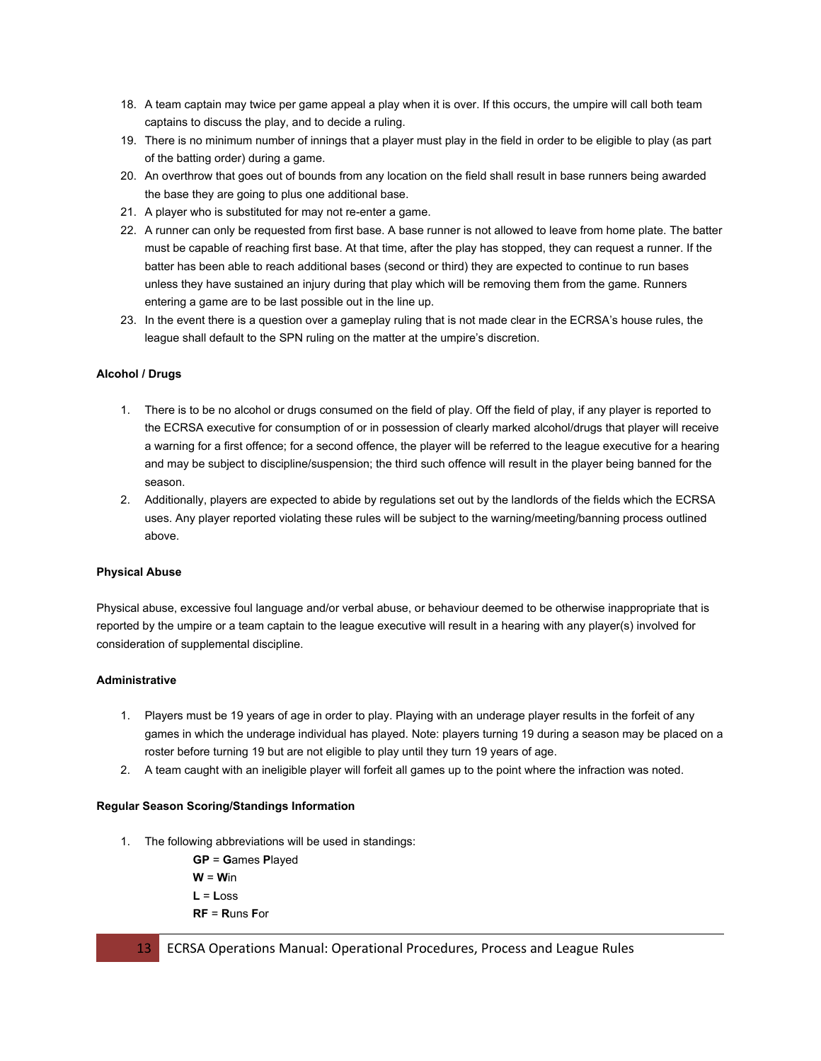18. A team captain may twice per game appeal a play when it is over. If this occurs, the umpire will call both team captains to discuss the play, and to decide a ruling.
19. There is no minimum number of innings that a player must play in the field in order to be eligible to play (as part of the batting order) during a game.
20. An overthrow that goes out of bounds from any location on the field shall result in base runners being awarded the base they are going to plus one additional base.
21. A player who is substituted for may not re-enter a game.
22. A runner can only be requested from first base. A base runner is not allowed to leave from home plate. The batter must be capable of reaching first base. At that time, after the play has stopped, they can request a runner. If the batter has been able to reach additional bases (second or third) they are expected to continue to run bases unless they have sustained an injury during that play which will be removing them from the game. Runners entering a game are to be last possible out in the line up.
23. In the event there is a question over a gameplay ruling that is not made clear in the ECRSA's house rules, the league shall default to the SPN ruling on the matter at the umpire's discretion.

**Alcohol / Drugs**

1. There is to be no alcohol or drugs consumed on the field of play. Off the field of play, if any player is reported to the ECRSA executive for consumption of or in possession of clearly marked alcohol/drugs that player will receive a warning for a first offence; for a second offence, the player will be referred to the league executive for a hearing and may be subject to discipline/suspension; the third such offence will result in the player being banned for the season.
2. Additionally, players are expected to abide by regulations set out by the landlords of the fields which the ECRSA uses. Any player reported violating these rules will be subject to the warning/meeting/banning process outlined above.

**Physical Abuse**

Physical abuse, excessive foul language and/or verbal abuse, or behaviour deemed to be otherwise inappropriate that is reported by the umpire or a team captain to the league executive will result in a hearing with any player(s) involved for consideration of supplemental discipline.

**Administrative**

1. Players must be 19 years of age in order to play. Playing with an underage player results in the forfeit of any games in which the underage individual has played. Note: players turning 19 during a season may be placed on a roster before turning 19 but are not eligible to play until they turn 19 years of age.
2. A team caught with an ineligible player will forfeit all games up to the point where the infraction was noted.

**Regular Season Scoring/Standings Information**

1. The following abbreviations will be used in standings:

   **GP** = **G**ames **P**layed
   **W** = **W**in
   **L** = **L**oss
   **RF** = **R**uns **F**or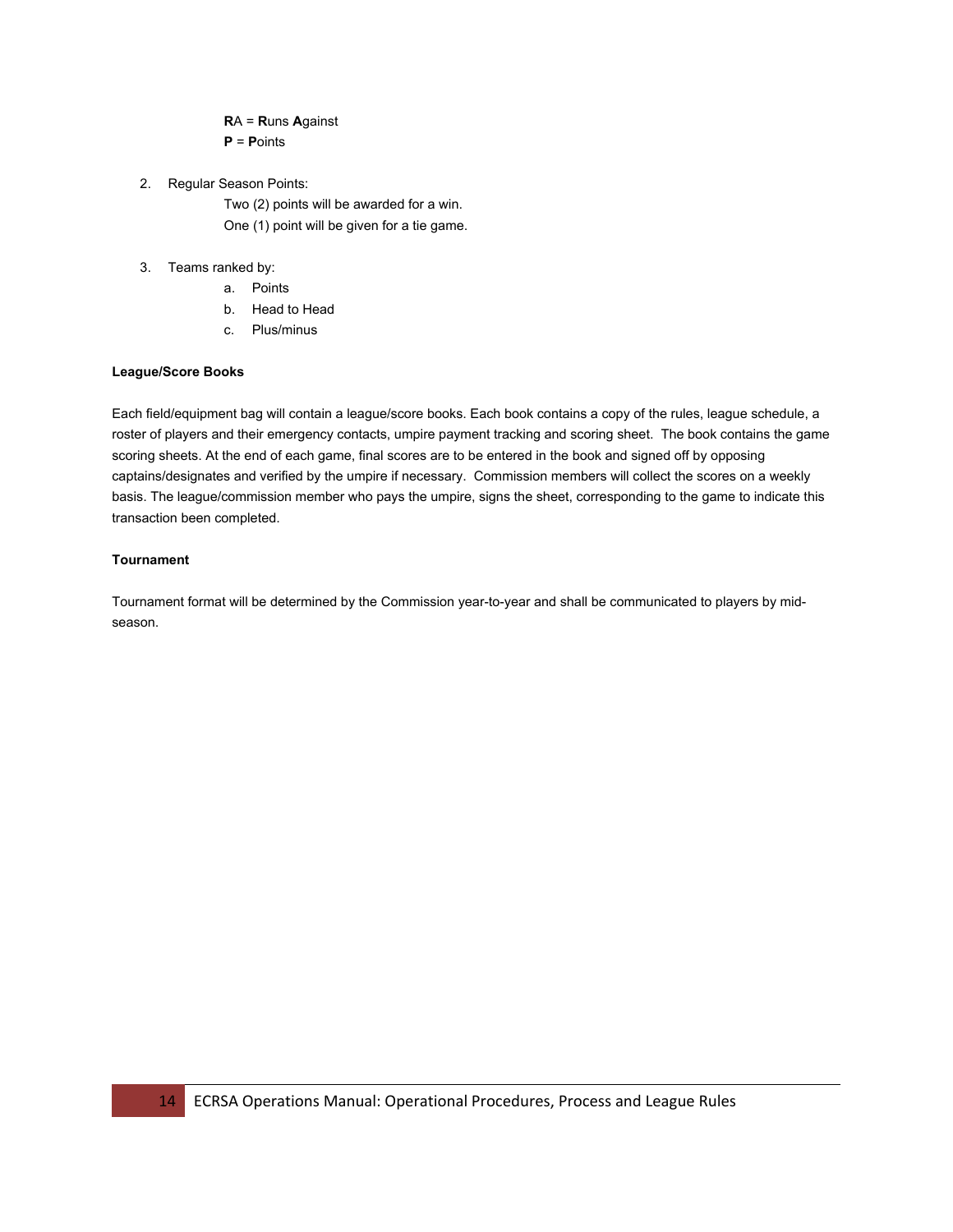**R**A = **R**uns **A**gainst
**P** = **P**oints

2. Regular Season Points:
   Two (2) points will be awarded for a win.
   One (1) point will be given for a tie game.

3. Teams ranked by:
   a. Points
   b. Head to Head
   c. Plus/minus

**League/Score Books**

Each field/equipment bag will contain a league/score books. Each book contains a copy of the rules, league schedule, a roster of players and their emergency contacts, umpire payment tracking and scoring sheet. The book contains the game scoring sheets. At the end of each game, final scores are to be entered in the book and signed off by opposing captains/designates and verified by the umpire if necessary. Commission members will collect the scores on a weekly basis. The league/commission member who pays the umpire, signs the sheet, corresponding to the game to indicate this transaction been completed.

**Tournament**

Tournament format will be determined by the Commission year-to-year and shall be communicated to players by mid-season.